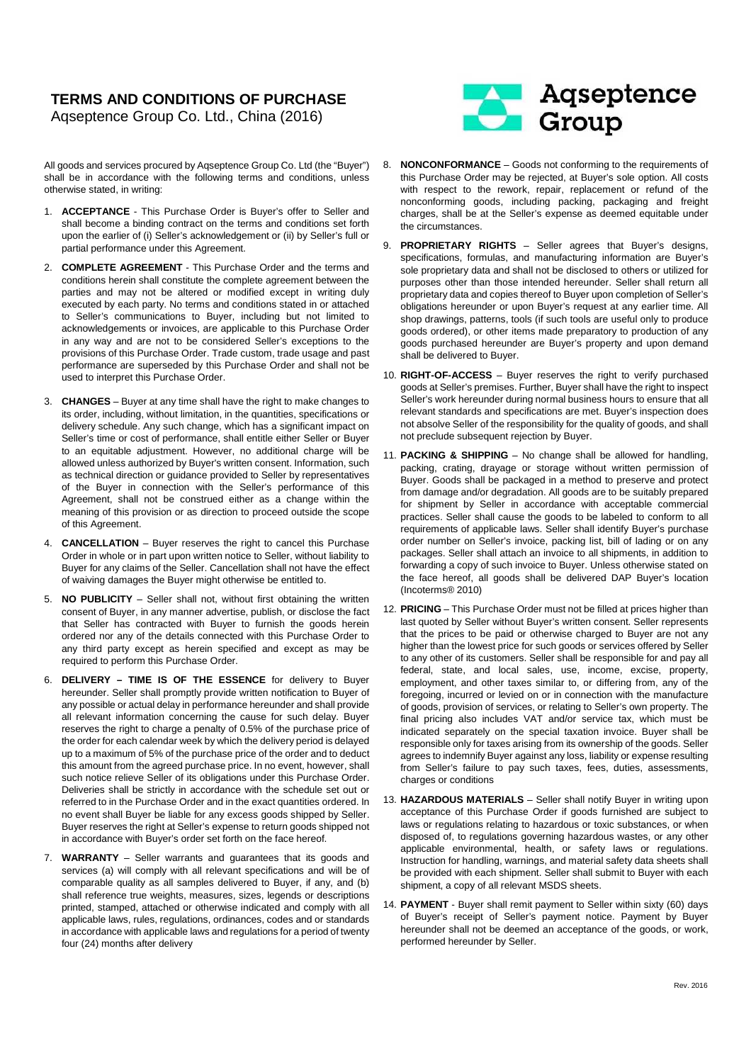# TERMS AND CONDITIONS OF PURCHASE

Aqseptence Group Co. Ltd., China (2016)

Aqseptence Group

All goods and services procured by Aqseptence Group Co. Ltd (the "Buyer") shall be in accordance with the following terms and conditions, unless otherwise stated, in writing:

1. **ACCEPTANCE** - This Purchase Order is Buyer's offer to Seller and shall become a binding contract on the terms and conditions set forth upon the earlier of (i) Seller's acknowledgement or (ii) by Seller's full or partial performance under this Agreement.

2. **COMPLETE AGREEMENT** - This Purchase Order and the terms and conditions herein shall constitute the complete agreement between the parties and may not be altered or modified except in writing duly executed by each party. No terms and conditions stated in or attached to Seller's communications to Buyer, including but not limited to acknowledgements or invoices, are applicable to this Purchase Order in any way and are not to be considered Seller's exceptions to the provisions of this Purchase Order. Trade custom, trade usage and past performance are superseded by this Purchase Order and shall not be used to interpret this Purchase Order.

3. **CHANGES** – Buyer at any time shall have the right to make changes to its order, including, without limitation, in the quantities, specifications or delivery schedule. Any such change, which has a significant impact on Seller's time or cost of performance, shall entitle either Seller or Buyer to an equitable adjustment. However, no additional charge will be allowed unless authorized by Buyer's written consent. Information, such as technical direction or guidance provided to Seller by representatives of the Buyer in connection with the Seller's performance of this Agreement, shall not be construed either as a change within the meaning of this provision or as direction to proceed outside the scope of this Agreement.

4. **CANCELLATION** – Buyer reserves the right to cancel this Purchase Order in whole or in part upon written notice to Seller, without liability to Buyer for any claims of the Seller. Cancellation shall not have the effect of waiving damages the Buyer might otherwise be entitled to.

5. **NO PUBLICITY** – Seller shall not, without first obtaining the written consent of Buyer, in any manner advertise, publish, or disclose the fact that Seller has contracted with Buyer to furnish the goods herein ordered nor any of the details connected with this Purchase Order to any third party except as herein specified and except as may be required to perform this Purchase Order.

6. **DELIVERY – TIME IS OF THE ESSENCE** for delivery to Buyer hereunder. Seller shall promptly provide written notification to Buyer of any possible or actual delay in performance hereunder and shall provide all relevant information concerning the cause for such delay. Buyer reserves the right to charge a penalty of 0.5% of the purchase price of the order for each calendar week by which the delivery period is delayed up to a maximum of 5% of the purchase price of the order and to deduct this amount from the agreed purchase price. In no event, however, shall such notice relieve Seller of its obligations under this Purchase Order. Deliveries shall be strictly in accordance with the schedule set out or referred to in the Purchase Order and in the exact quantities ordered. In no event shall Buyer be liable for any excess goods shipped by Seller. Buyer reserves the right at Seller's expense to return goods shipped not in accordance with Buyer's order set forth on the face hereof.

7. **WARRANTY** – Seller warrants and guarantees that its goods and services (a) will comply with all relevant specifications and will be of comparable quality as all samples delivered to Buyer, if any, and (b) shall reference true weights, measures, sizes, legends or descriptions printed, stamped, attached or otherwise indicated and comply with all applicable laws, rules, regulations, ordinances, codes and or standards in accordance with applicable laws and regulations for a period of twenty four (24) months after delivery

8. **NONCONFORMANCE** – Goods not conforming to the requirements of this Purchase Order may be rejected, at Buyer's sole option. All costs with respect to the rework, repair, replacement or refund of the nonconforming goods, including packing, packaging and freight charges, shall be at the Seller's expense as deemed equitable under the circumstances.

9. **PROPRIETARY RIGHTS** – Seller agrees that Buyer's designs, specifications, formulas, and manufacturing information are Buyer's sole proprietary data and shall not be disclosed to others or utilized for purposes other than those intended hereunder. Seller shall return all proprietary data and copies thereof to Buyer upon completion of Seller's obligations hereunder or upon Buyer's request at any earlier time. All shop drawings, patterns, tools (if such tools are useful only to produce goods ordered), or other items made preparatory to production of any goods purchased hereunder are Buyer's property and upon demand shall be delivered to Buyer.

10. **RIGHT-OF-ACCESS** – Buyer reserves the right to verify purchased goods at Seller's premises. Further, Buyer shall have the right to inspect Seller's work hereunder during normal business hours to ensure that all relevant standards and specifications are met. Buyer's inspection does not absolve Seller of the responsibility for the quality of goods, and shall not preclude subsequent rejection by Buyer.

11. **PACKING & SHIPPING** – No change shall be allowed for handling, packing, crating, drayage or storage without written permission of Buyer. Goods shall be packaged in a method to preserve and protect from damage and/or degradation. All goods are to be suitably prepared for shipment by Seller in accordance with acceptable commercial practices. Seller shall cause the goods to be labeled to conform to all requirements of applicable laws. Seller shall identify Buyer's purchase order number on Seller's invoice, packing list, bill of lading or on any packages. Seller shall attach an invoice to all shipments, in addition to forwarding a copy of such invoice to Buyer. Unless otherwise stated on the face hereof, all goods shall be delivered DAP Buyer's location (Incoterms® 2010)

12. **PRICING** – This Purchase Order must not be filled at prices higher than last quoted by Seller without Buyer's written consent. Seller represents that the prices to be paid or otherwise charged to Buyer are not any higher than the lowest price for such goods or services offered by Seller to any other of its customers. Seller shall be responsible for and pay all federal, state, and local sales, use, income, excise, property, employment, and other taxes similar to, or differing from, any of the foregoing, incurred or levied on or in connection with the manufacture of goods, provision of services, or relating to Seller's own property. The final pricing also includes VAT and/or service tax, which must be indicated separately on the special taxation invoice. Buyer shall be responsible only for taxes arising from its ownership of the goods. Seller agrees to indemnify Buyer against any loss, liability or expense resulting from Seller's failure to pay such taxes, fees, duties, assessments, charges or conditions

13. **HAZARDOUS MATERIALS** – Seller shall notify Buyer in writing upon acceptance of this Purchase Order if goods furnished are subject to laws or regulations relating to hazardous or toxic substances, or when disposed of, to regulations governing hazardous wastes, or any other applicable environmental, health, or safety laws or regulations. Instruction for handling, warnings, and material safety data sheets shall be provided with each shipment. Seller shall submit to Buyer with each shipment, a copy of all relevant MSDS sheets.

14. **PAYMENT** - Buyer shall remit payment to Seller within sixty (60) days of Buyer's receipt of Seller's payment notice. Payment by Buyer hereunder shall not be deemed an acceptance of the goods, or work, performed hereunder by Seller.

Rev. 2016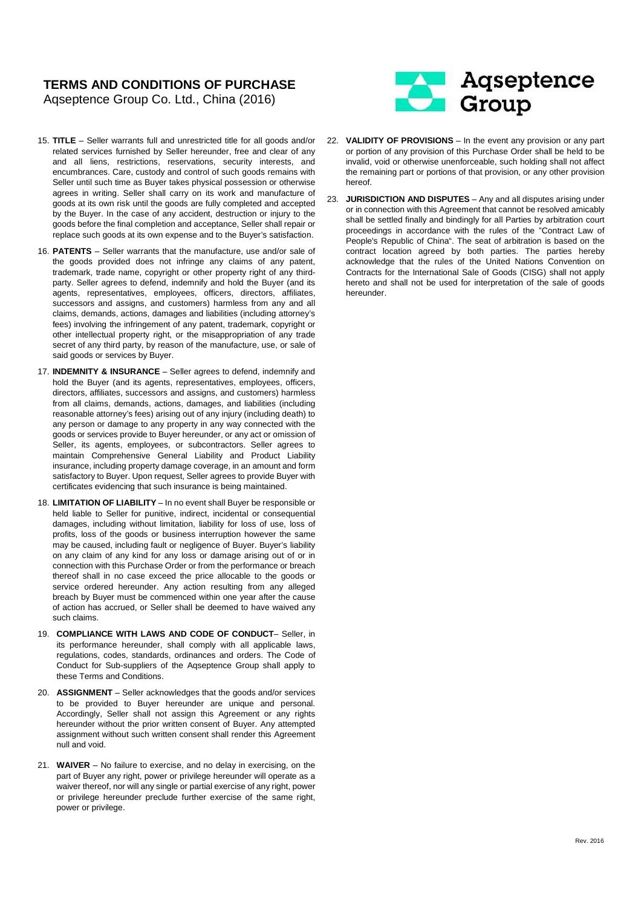# TERMS AND CONDITIONS OF PURCHASE

Aqseptence Group Co. Ltd., China (2016)

15. **TITLE** – Seller warrants full and unrestricted title for all goods and/or related services furnished by Seller hereunder, free and clear of any and all liens, restrictions, reservations, security interests, and encumbrances. Care, custody and control of such goods remains with Seller until such time as Buyer takes physical possession or otherwise agrees in writing. Seller shall carry on its work and manufacture of goods at its own risk until the goods are fully completed and accepted by the Buyer. In the case of any accident, destruction or injury to the goods before the final completion and acceptance, Seller shall repair or replace such goods at its own expense and to the Buyer's satisfaction.

16. **PATENTS** – Seller warrants that the manufacture, use and/or sale of the goods provided does not infringe any claims of any patent, trademark, trade name, copyright or other property right of any third-party. Seller agrees to defend, indemnify and hold the Buyer (and its agents, representatives, employees, officers, directors, affiliates, successors and assigns, and customers) harmless from any and all claims, demands, actions, damages and liabilities (including attorney's fees) involving the infringement of any patent, trademark, copyright or other intellectual property right, or the misappropriation of any trade secret of any third party, by reason of the manufacture, use, or sale of said goods or services by Buyer.

17. **INDEMNITY & INSURANCE** – Seller agrees to defend, indemnify and hold the Buyer (and its agents, representatives, employees, officers, directors, affiliates, successors and assigns, and customers) harmless from all claims, demands, actions, damages, and liabilities (including reasonable attorney's fees) arising out of any injury (including death) to any person or damage to any property in any way connected with the goods or services provide to Buyer hereunder, or any act or omission of Seller, its agents, employees, or subcontractors. Seller agrees to maintain Comprehensive General Liability and Product Liability insurance, including property damage coverage, in an amount and form satisfactory to Buyer. Upon request, Seller agrees to provide Buyer with certificates evidencing that such insurance is being maintained.

18. **LIMITATION OF LIABILITY** – In no event shall Buyer be responsible or held liable to Seller for punitive, indirect, incidental or consequential damages, including without limitation, liability for loss of use, loss of profits, loss of the goods or business interruption however the same may be caused, including fault or negligence of Buyer. Buyer's liability on any claim of any kind for any loss or damage arising out of or in connection with this Purchase Order or from the performance or breach thereof shall in no case exceed the price allocable to the goods or service ordered hereunder. Any action resulting from any alleged breach by Buyer must be commenced within one year after the cause of action has accrued, or Seller shall be deemed to have waived any such claims.

19. **COMPLIANCE WITH LAWS AND CODE OF CONDUCT**– Seller, in its performance hereunder, shall comply with all applicable laws, regulations, codes, standards, ordinances and orders. The Code of Conduct for Sub-suppliers of the Aqseptence Group shall apply to these Terms and Conditions.

20. **ASSIGNMENT** – Seller acknowledges that the goods and/or services to be provided to Buyer hereunder are unique and personal. Accordingly, Seller shall not assign this Agreement or any rights hereunder without the prior written consent of Buyer. Any attempted assignment without such written consent shall render this Agreement null and void.

21. **WAIVER** – No failure to exercise, and no delay in exercising, on the part of Buyer any right, power or privilege hereunder will operate as a waiver thereof, nor will any single or partial exercise of any right, power or privilege hereunder preclude further exercise of the same right, power or privilege.

22. **VALIDITY OF PROVISIONS** – In the event any provision or any part or portion of any provision of this Purchase Order shall be held to be invalid, void or otherwise unenforceable, such holding shall not affect the remaining part or portions of that provision, or any other provision hereof.

23. **JURISDICTION AND DISPUTES** – Any and all disputes arising under or in connection with this Agreement that cannot be resolved amicably shall be settled finally and bindingly for all Parties by arbitration court proceedings in accordance with the rules of the "Contract Law of People's Republic of China". The seat of arbitration is based on the contract location agreed by both parties. The parties hereby acknowledge that the rules of the United Nations Convention on Contracts for the International Sale of Goods (CISG) shall not apply hereto and shall not be used for interpretation of the sale of goods hereunder.

Rev. 2016